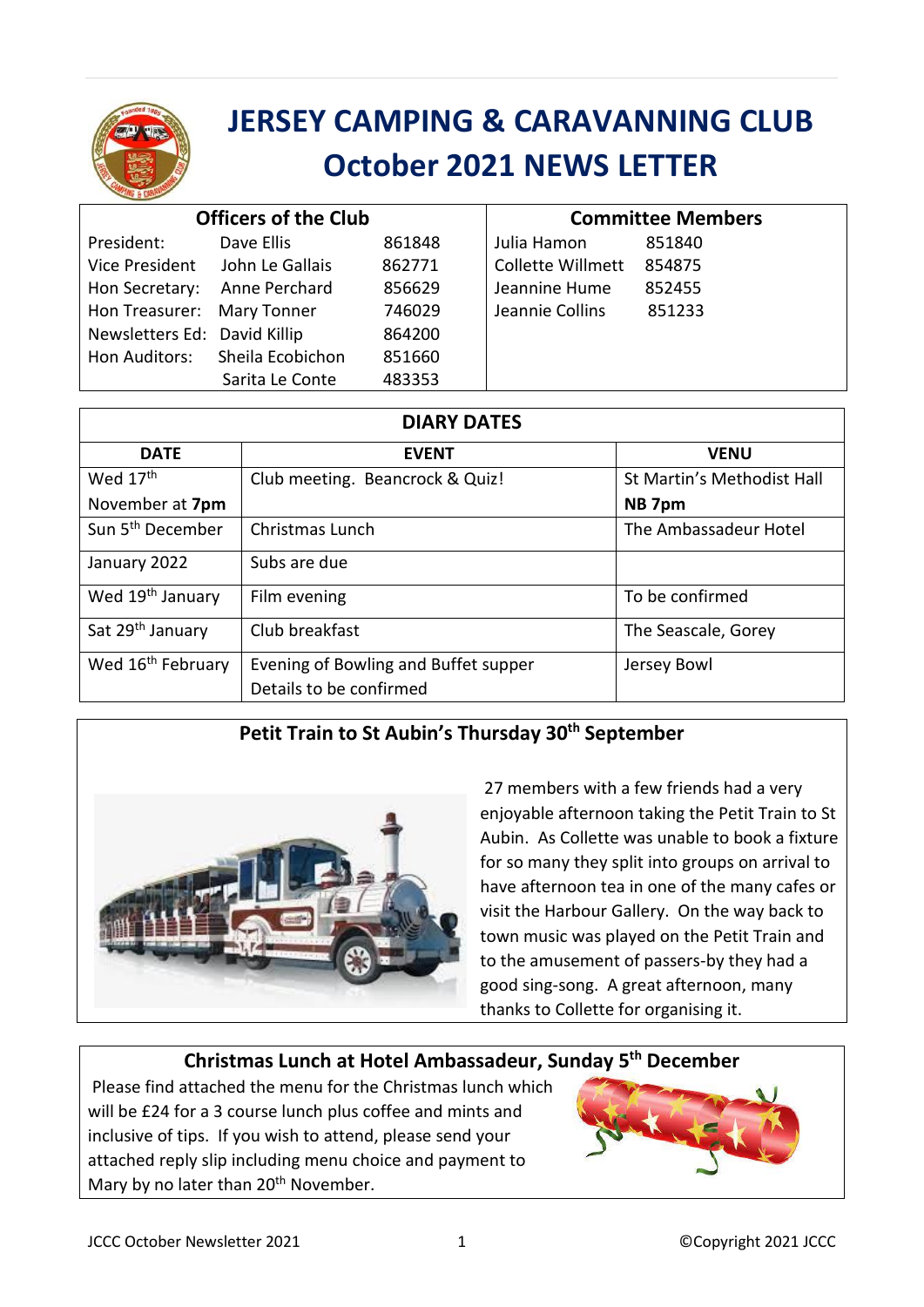# JERSEY CAMPING & CARAVANNING CLUB
# October 2021 NEWS LETTER

| Officers of the Club | | |
|---|---|---|
| President: | Dave Ellis | 861848 |
| Vice President | John Le Gallais | 862771 |
| Hon Secretary: | Anne Perchard | 856629 |
| Hon Treasurer: | Mary Tonner | 746029 |
| Newsletters Ed: | David Killip | 864200 |
| Hon Auditors: | Sheila Ecobichon | 851660 |
| | Sarita Le Conte | 483353 |

| Committee Members | |
|---|---|
| Julia Hamon | 851840 |
| Collette Willmett | 854875 |
| Jeannine Hume | 852455 |
| Jeannie Collins | 851233 |

**DIARY DATES**

| DATE | EVENT | VENU |
|---|---|---|
| Wed 17th November at **7pm** | Club meeting. Beancrock & Quiz! | St Martin's Methodist Hall **NB 7pm** |
| Sun 5th December | Christmas Lunch | The Ambassadeur Hotel |
| January 2022 | Subs are due | |
| Wed 19th January | Film evening | To be confirmed |
| Sat 29th January | Club breakfast | The Seascale, Gorey |
| Wed 16th February | Evening of Bowling and Buffet supper Details to be confirmed | Jersey Bowl |

## Petit Train to St Aubin's Thursday 30th September

27 members with a few friends had a very enjoyable afternoon taking the Petit Train to St Aubin. As Collette was unable to book a fixture for so many they split into groups on arrival to have afternoon tea in one of the many cafes or visit the Harbour Gallery. On the way back to town music was played on the Petit Train and to the amusement of passers-by they had a good sing-song. A great afternoon, many thanks to Collette for organising it.

## Christmas Lunch at Hotel Ambassadeur, Sunday 5th December

Please find attached the menu for the Christmas lunch which will be £24 for a 3 course lunch plus coffee and mints and inclusive of tips. If you wish to attend, please send your attached reply slip including menu choice and payment to Mary by no later than 20th November.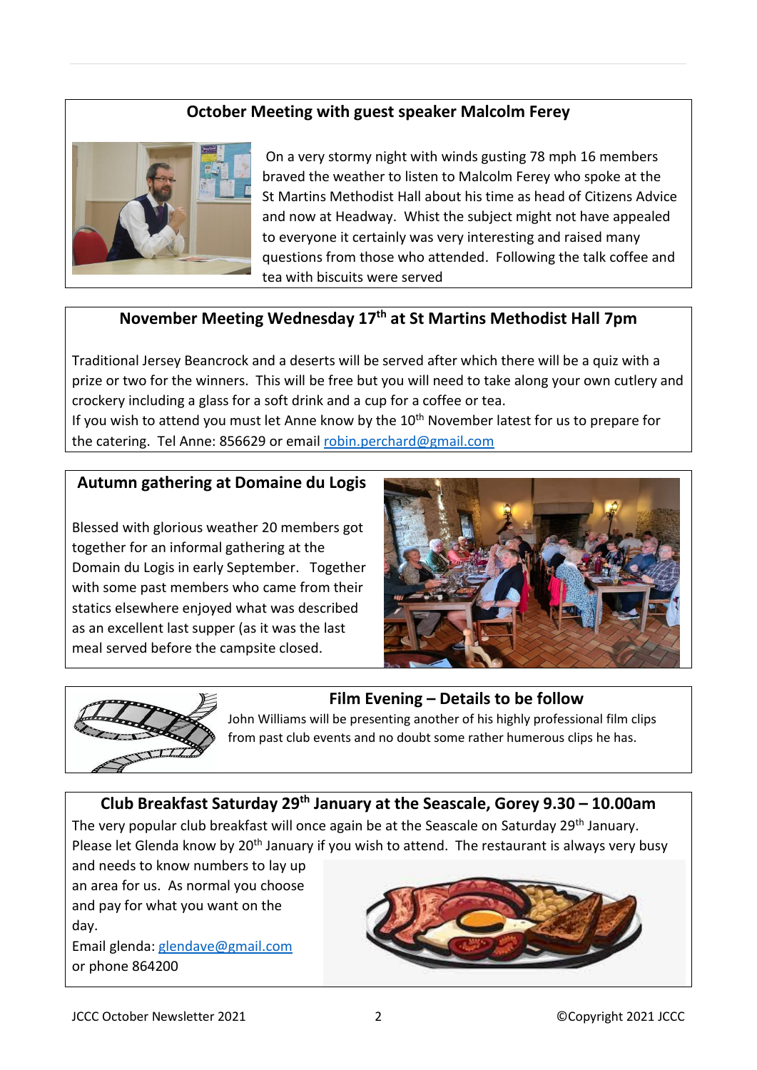## October Meeting with guest speaker Malcolm Ferey

On a very stormy night with winds gusting 78 mph 16 members braved the weather to listen to Malcolm Ferey who spoke at the St Martins Methodist Hall about his time as head of Citizens Advice and now at Headway. Whist the subject might not have appealed to everyone it certainly was very interesting and raised many questions from those who attended. Following the talk coffee and tea with biscuits were served

## November Meeting Wednesday 17th at St Martins Methodist Hall 7pm

Traditional Jersey Beancrock and a deserts will be served after which there will be a quiz with a prize or two for the winners. This will be free but you will need to take along your own cutlery and crockery including a glass for a soft drink and a cup for a coffee or tea.
If you wish to attend you must let Anne know by the 10th November latest for us to prepare for the catering. Tel Anne: 856629 or email robin.perchard@gmail.com

## Autumn gathering at Domaine du Logis

Blessed with glorious weather 20 members got together for an informal gathering at the Domain du Logis in early September. Together with some past members who came from their statics elsewhere enjoyed what was described as an excellent last supper (as it was the last meal served before the campsite closed.

## Film Evening – Details to be follow

John Williams will be presenting another of his highly professional film clips from past club events and no doubt some rather humerous clips he has.

## Club Breakfast Saturday 29th January at the Seascale, Gorey 9.30 – 10.00am

The very popular club breakfast will once again be at the Seascale on Saturday 29th January. Please let Glenda know by 20th January if you wish to attend. The restaurant is always very busy and needs to know numbers to lay up an area for us. As normal you choose and pay for what you want on the day.

Email glenda: glendave@gmail.com
or phone 864200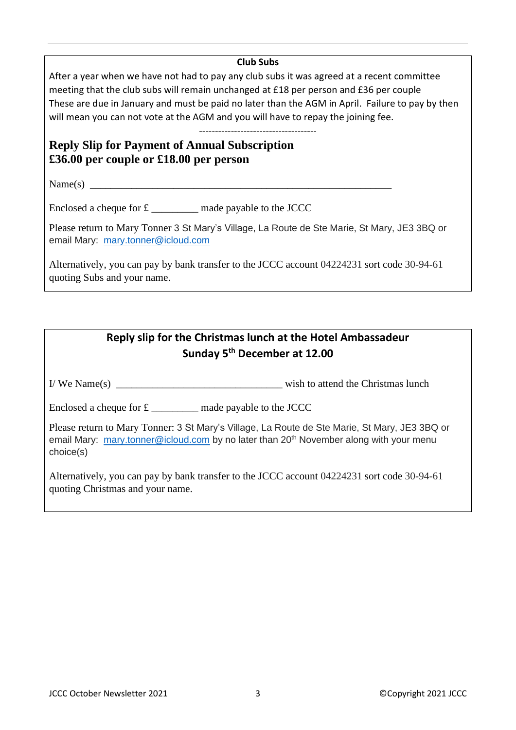### Club Subs

After a year when we have not had to pay any club subs it was agreed at a recent committee meeting that the club subs will remain unchanged at £18 per person and £36 per couple

These are due in January and must be paid no later than the AGM in April. Failure to pay by then will mean you can not vote at the AGM and you will have to repay the joining fee.

-------------------------------------

## Reply Slip for Payment of Annual Subscription
## £36.00 per couple or £18.00 per person

Name(s) ____________________________________________________________

Enclosed a cheque for £ _________ made payable to the JCCC

Please return to Mary Tonner 3 St Mary's Village, La Route de Ste Marie, St Mary, JE3 3BQ or email Mary: [mary.tonner@icloud.com](mailto:mary.tonner@icloud.com)

Alternatively, you can pay by bank transfer to the JCCC account 04224231 sort code 30-94-61 quoting Subs and your name.

---

## Reply slip for the Christmas lunch at the Hotel Ambassadeur
## Sunday 5th December at 12.00

I/ We Name(s) _________________________________ wish to attend the Christmas lunch

Enclosed a cheque for £ _________ made payable to the JCCC

Please return to Mary Tonner: 3 St Mary's Village, La Route de Ste Marie, St Mary, JE3 3BQ or email Mary: [mary.tonner@icloud.com](mailto:mary.tonner@icloud.com) by no later than 20th November along with your menu choice(s)

Alternatively, you can pay by bank transfer to the JCCC account 04224231 sort code 30-94-61 quoting Christmas and your name.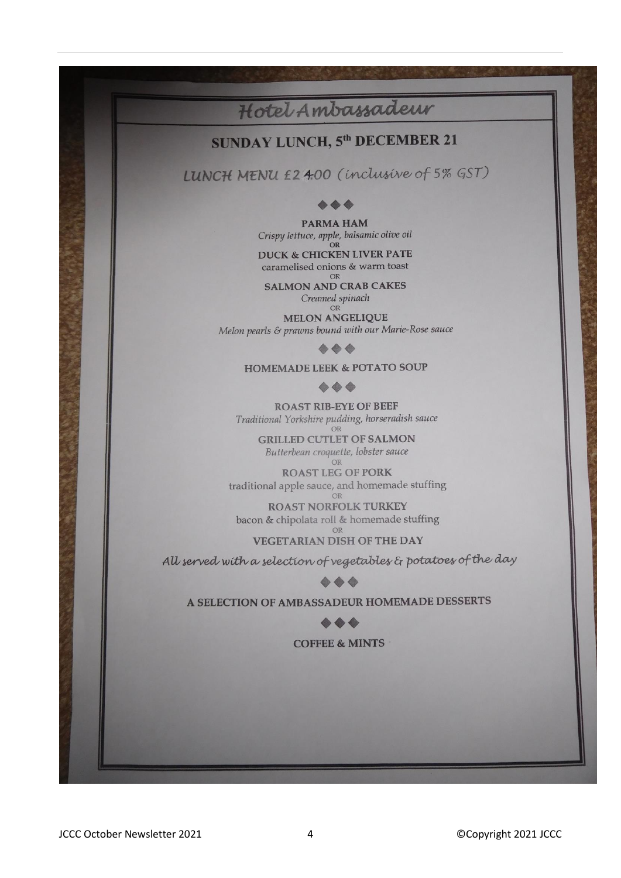# Hotel Ambassadeur

## SUNDAY LUNCH, 5th DECEMBER 21

*LUNCH MENU £24.00 (inclusive of 5% GST)*

◆◆◆

**PARMA HAM**
*Crispy lettuce, apple, balsamic olive oil*
OR
**DUCK & CHICKEN LIVER PATE**
caramelised onions & warm toast
OR
**SALMON AND CRAB CAKES**
*Creamed spinach*
OR
**MELON ANGELIQUE**
*Melon pearls & prawns bound with our Marie-Rose sauce*

◆◆◆

**HOMEMADE LEEK & POTATO SOUP**

◆◆◆

**ROAST RIB-EYE OF BEEF**
*Traditional Yorkshire pudding, horseradish sauce*
OR
**GRILLED CUTLET OF SALMON**
*Butterbean croquette, lobster sauce*
OR
**ROAST LEG OF PORK**
traditional apple sauce, and homemade stuffing
OR
**ROAST NORFOLK TURKEY**
bacon & chipolata roll & homemade stuffing
OR
**VEGETARIAN DISH OF THE DAY**

*All served with a selection of vegetables & potatoes of the day*

◆◆◆

**A SELECTION OF AMBASSADEUR HOMEMADE DESSERTS**

◆◆◆

**COFFEE & MINTS**